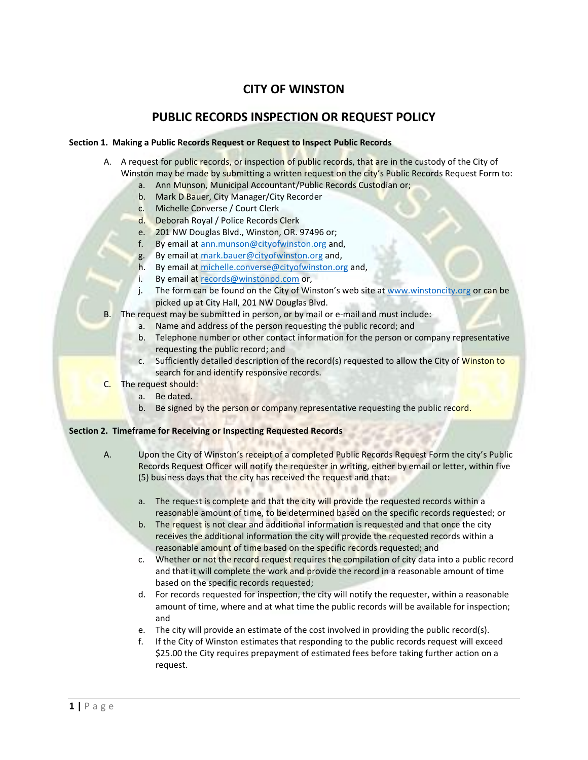# CITY OF WINSTON

## PUBLIC RECORDS INSPECTION OR REQUEST POLICY

**Section 1. Making a Public Records Request or Request to Inspect Public Records**

A. A request for public records, or inspection of public records, that are in the custody of the City of Winston may be made by submitting a written request on the city's Public Records Request Form to:
   a. Ann Munson, Municipal Accountant/Public Records Custodian or;
   b. Mark D Bauer, City Manager/City Recorder
   c. Michelle Converse / Court Clerk
   d. Deborah Royal / Police Records Clerk
   e. 201 NW Douglas Blvd., Winston, OR. 97496 or;
   f. By email at ann.munson@cityofwinston.org and,
   g. By email at mark.bauer@cityofwinston.org and,
   h. By email at michelle.converse@cityofwinston.org and,
   i. By email at records@winstonpd.com or,
   j. The form can be found on the City of Winston's web site at www.winstoncity.org or can be picked up at City Hall, 201 NW Douglas Blvd.

B. The request may be submitted in person, or by mail or e-mail and must include:
   a. Name and address of the person requesting the public record; and
   b. Telephone number or other contact information for the person or company representative requesting the public record; and
   c. Sufficiently detailed description of the record(s) requested to allow the City of Winston to search for and identify responsive records.

C. The request should:
   a. Be dated.
   b. Be signed by the person or company representative requesting the public record.

**Section 2. Timeframe for Receiving or Inspecting Requested Records**

A. Upon the City of Winston's receipt of a completed Public Records Request Form the city's Public Records Request Officer will notify the requester in writing, either by email or letter, within five (5) business days that the city has received the request and that:

   a. The request is complete and that the city will provide the requested records within a reasonable amount of time, to be determined based on the specific records requested; or
   b. The request is not clear and additional information is requested and that once the city receives the additional information the city will provide the requested records within a reasonable amount of time based on the specific records requested; and
   c. Whether or not the record request requires the compilation of city data into a public record and that it will complete the work and provide the record in a reasonable amount of time based on the specific records requested;
   d. For records requested for inspection, the city will notify the requester, within a reasonable amount of time, where and at what time the public records will be available for inspection; and
   e. The city will provide an estimate of the cost involved in providing the public record(s).
   f. If the City of Winston estimates that responding to the public records request will exceed \$25.00 the City requires prepayment of estimated fees before taking further action on a request.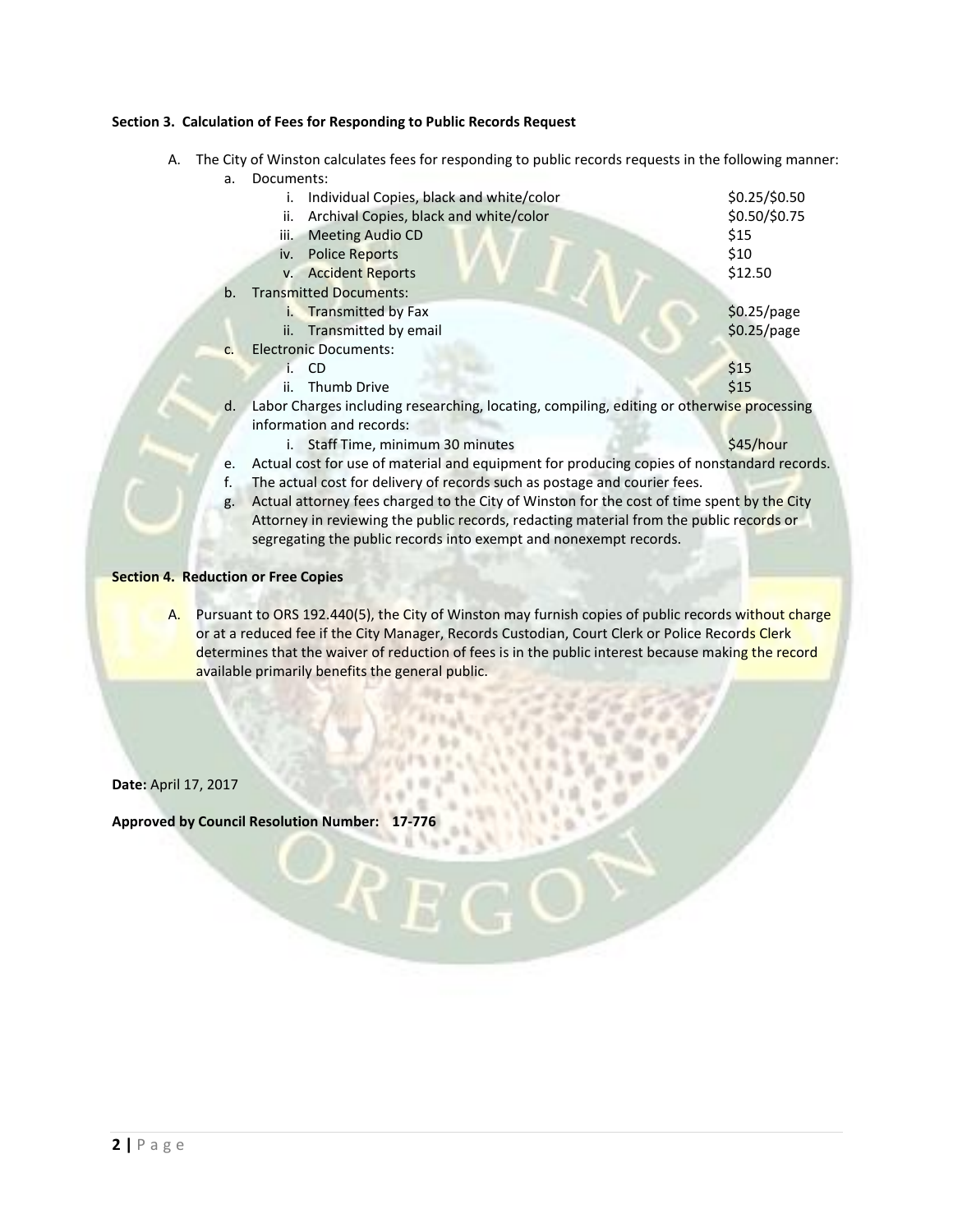**Section 3. Calculation of Fees for Responding to Public Records Request**

A. The City of Winston calculates fees for responding to public records requests in the following manner:

  a. Documents:

| | | |
|---|---|---|
| i. | Individual Copies, black and white/color | $0.25/$0.50 |
| ii. | Archival Copies, black and white/color | $0.50/$0.75 |
| iii. | Meeting Audio CD | $15 |
| iv. | Police Reports | $10 |
| v. | Accident Reports | $12.50 |

  b. Transmitted Documents:

| | | |
|---|---|---|
| i. | Transmitted by Fax | $0.25/page |
| ii. | Transmitted by email | $0.25/page |

  c. Electronic Documents:

| | | |
|---|---|---|
| i. | CD | $15 |
| ii. | Thumb Drive | $15 |

  d. Labor Charges including researching, locating, compiling, editing or otherwise processing information and records:

| | | |
|---|---|---|
| i. | Staff Time, minimum 30 minutes | $45/hour |

  e. Actual cost for use of material and equipment for producing copies of nonstandard records.

  f. The actual cost for delivery of records such as postage and courier fees.

  g. Actual attorney fees charged to the City of Winston for the cost of time spent by the City Attorney in reviewing the public records, redacting material from the public records or segregating the public records into exempt and nonexempt records.

**Section 4. Reduction or Free Copies**

A. Pursuant to ORS 192.440(5), the City of Winston may furnish copies of public records without charge or at a reduced fee if the City Manager, Records Custodian, Court Clerk or Police Records Clerk determines that the waiver of reduction of fees is in the public interest because making the record available primarily benefits the general public.

**Date:** April 17, 2017

**Approved by Council Resolution Number: 17-776**